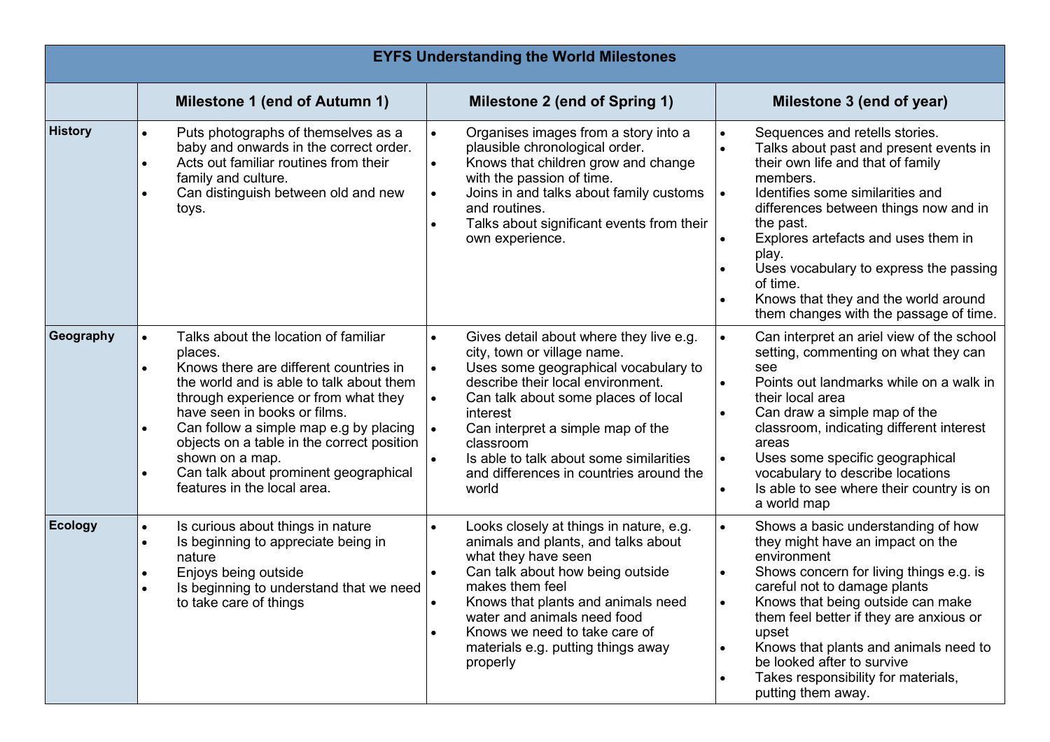| EYFS Understanding the World Milestones | | | |
|---|---|---|---|
| | **Milestone 1 (end of Autumn 1)** | **Milestone 2 (end of Spring 1)** | **Milestone 3 (end of year)** |
| **History** | • Puts photographs of themselves as a baby and onwards in the correct order.<br>• Acts out familiar routines from their family and culture.<br>• Can distinguish between old and new toys. | • Organises images from a story into a plausible chronological order.<br>• Knows that children grow and change with the passion of time.<br>• Joins in and talks about family customs and routines.<br>• Talks about significant events from their own experience. | • Sequences and retells stories.<br>• Talks about past and present events in their own life and that of family members.<br>• Identifies some similarities and differences between things now and in the past.<br>• Explores artefacts and uses them in play.<br>• Uses vocabulary to express the passing of time.<br>• Knows that they and the world around them changes with the passage of time. |
| **Geography** | • Talks about the location of familiar places.<br>• Knows there are different countries in the world and is able to talk about them through experience or from what they have seen in books or films.<br>• Can follow a simple map e.g by placing objects on a table in the correct position shown on a map.<br>• Can talk about prominent geographical features in the local area. | • Gives detail about where they live e.g. city, town or village name.<br>• Uses some geographical vocabulary to describe their local environment.<br>• Can talk about some places of local interest<br>• Can interpret a simple map of the classroom<br>• Is able to talk about some similarities and differences in countries around the world | • Can interpret an ariel view of the school setting, commenting on what they can see<br>• Points out landmarks while on a walk in their local area<br>• Can draw a simple map of the classroom, indicating different interest areas<br>• Uses some specific geographical vocabulary to describe locations<br>• Is able to see where their country is on a world map |
| **Ecology** | • Is curious about things in nature<br>• Is beginning to appreciate being in nature<br>• Enjoys being outside<br>• Is beginning to understand that we need to take care of things | • Looks closely at things in nature, e.g. animals and plants, and talks about what they have seen<br>• Can talk about how being outside makes them feel<br>• Knows that plants and animals need water and animals need food<br>• Knows we need to take care of materials e.g. putting things away properly | • Shows a basic understanding of how they might have an impact on the environment<br>• Shows concern for living things e.g. is careful not to damage plants<br>• Knows that being outside can make them feel better if they are anxious or upset<br>• Knows that plants and animals need to be looked after to survive<br>• Takes responsibility for materials, putting them away. |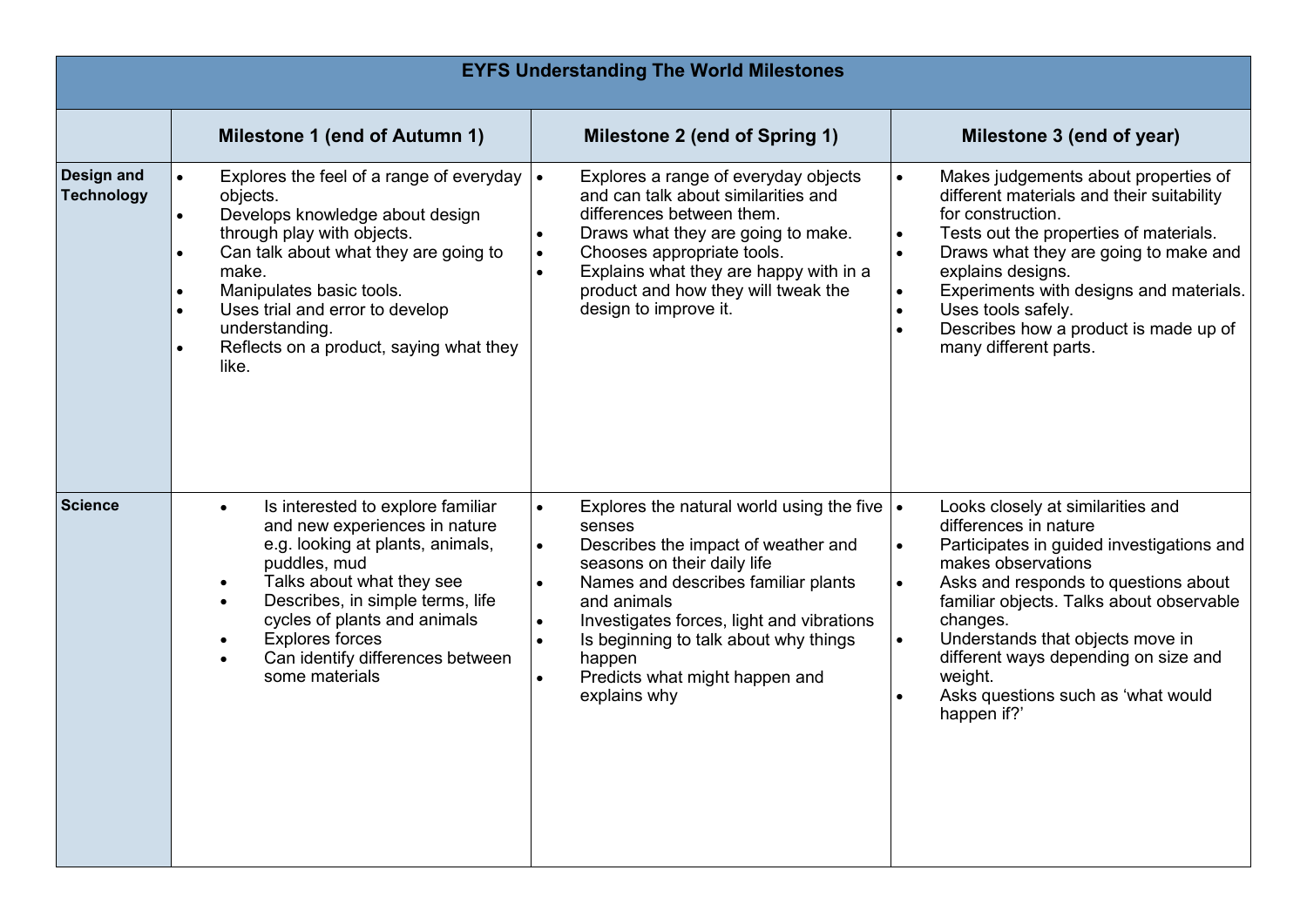| EYFS Understanding The World Milestones | | | |
|---|---|---|---|
| | **Milestone 1 (end of Autumn 1)** | **Milestone 2 (end of Spring 1)** | **Milestone 3 (end of year)** |
| **Design and Technology** | • Explores the feel of a range of everyday objects.<br>• Develops knowledge about design through play with objects.<br>• Can talk about what they are going to make.<br>• Manipulates basic tools.<br>• Uses trial and error to develop understanding.<br>• Reflects on a product, saying what they like. | • Explores a range of everyday objects and can talk about similarities and differences between them.<br>• Draws what they are going to make.<br>• Chooses appropriate tools.<br>• Explains what they are happy with in a product and how they will tweak the design to improve it. | • Makes judgements about properties of different materials and their suitability for construction.<br>• Tests out the properties of materials.<br>• Draws what they are going to make and explains designs.<br>• Experiments with designs and materials.<br>• Uses tools safely.<br>• Describes how a product is made up of many different parts. |
| **Science** | • Is interested to explore familiar and new experiences in nature e.g. looking at plants, animals, puddles, mud<br>• Talks about what they see<br>• Describes, in simple terms, life cycles of plants and animals<br>• Explores forces<br>• Can identify differences between some materials | • Explores the natural world using the five senses<br>• Describes the impact of weather and seasons on their daily life<br>• Names and describes familiar plants and animals<br>• Investigates forces, light and vibrations<br>• Is beginning to talk about why things happen<br>• Predicts what might happen and explains why | • Looks closely at similarities and differences in nature<br>• Participates in guided investigations and makes observations<br>• Asks and responds to questions about familiar objects. Talks about observable changes.<br>• Understands that objects move in different ways depending on size and weight.<br>• Asks questions such as 'what would happen if?' |